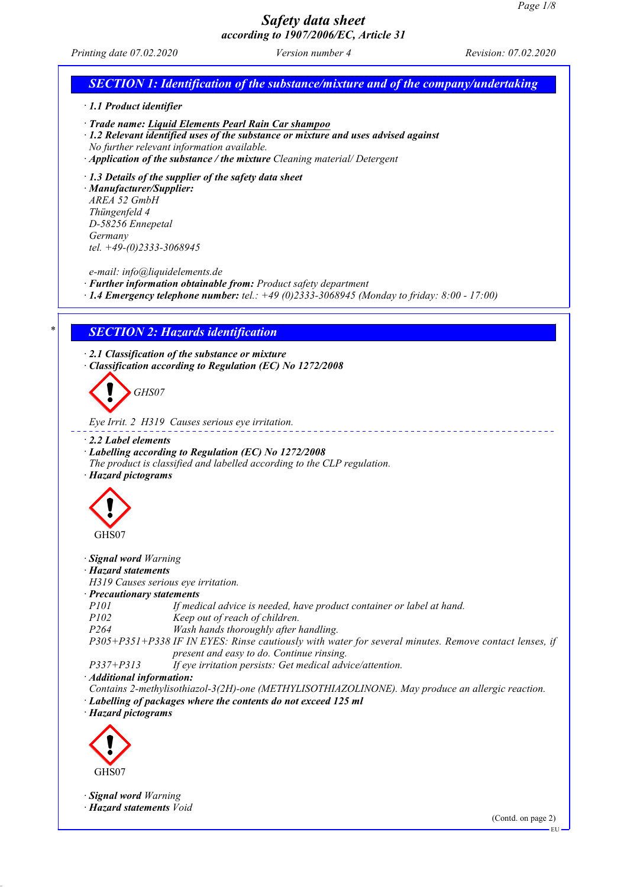# Safety data sheet
*according to 1907/2006/EC, Article 31*

*Printing date 07.02.2020* *Version number 4* *Revision: 07.02.2020*

## SECTION 1: Identification of the substance/mixture and of the company/undertaking

· **1.1 Product identifier**

· **Trade name: Liquid Elements Pearl Rain Car shampoo**
· **1.2 Relevant identified uses of the substance or mixture and uses advised against**
No further relevant information available.
· **Application of the substance / the mixture** Cleaning material/ Detergent

· **1.3 Details of the supplier of the safety data sheet**
· **Manufacturer/Supplier:**
AREA 52 GmbH
Thüngenfeld 4
D-58256 Ennepetal
Germany
tel. +49-(0)2333-3068945

e-mail: info@liquidelements.de
· **Further information obtainable from:** Product safety department
· **1.4 Emergency telephone number:** tel.: +49 (0)2333-3068945 (Monday to friday: 8:00 - 17:00)

## * SECTION 2: Hazards identification

· **2.1 Classification of the substance or mixture**
· **Classification according to Regulation (EC) No 1272/2008**

GHS07

Eye Irrit. 2 H319 Causes serious eye irritation.

· **2.2 Label elements**
· **Labelling according to Regulation (EC) No 1272/2008**
The product is classified and labelled according to the CLP regulation.
· **Hazard pictograms**

GHS07

· **Signal word** Warning
· **Hazard statements**
H319 Causes serious eye irritation.
· **Precautionary statements**

| | |
|---|---|
| P101 | If medical advice is needed, have product container or label at hand. |
| P102 | Keep out of reach of children. |
| P264 | Wash hands thoroughly after handling. |
| P305+P351+P338 | IF IN EYES: Rinse cautiously with water for several minutes. Remove contact lenses, if present and easy to do. Continue rinsing. |
| P337+P313 | If eye irritation persists: Get medical advice/attention. |

· **Additional information:**
Contains 2-methylisothiazol-3(2H)-one (METHYLISOTHIAZOLINONE). May produce an allergic reaction.
· **Labelling of packages where the contents do not exceed 125 ml**
· **Hazard pictograms**

GHS07

· **Signal word** Warning
· **Hazard statements** Void

(Contd. on page 2)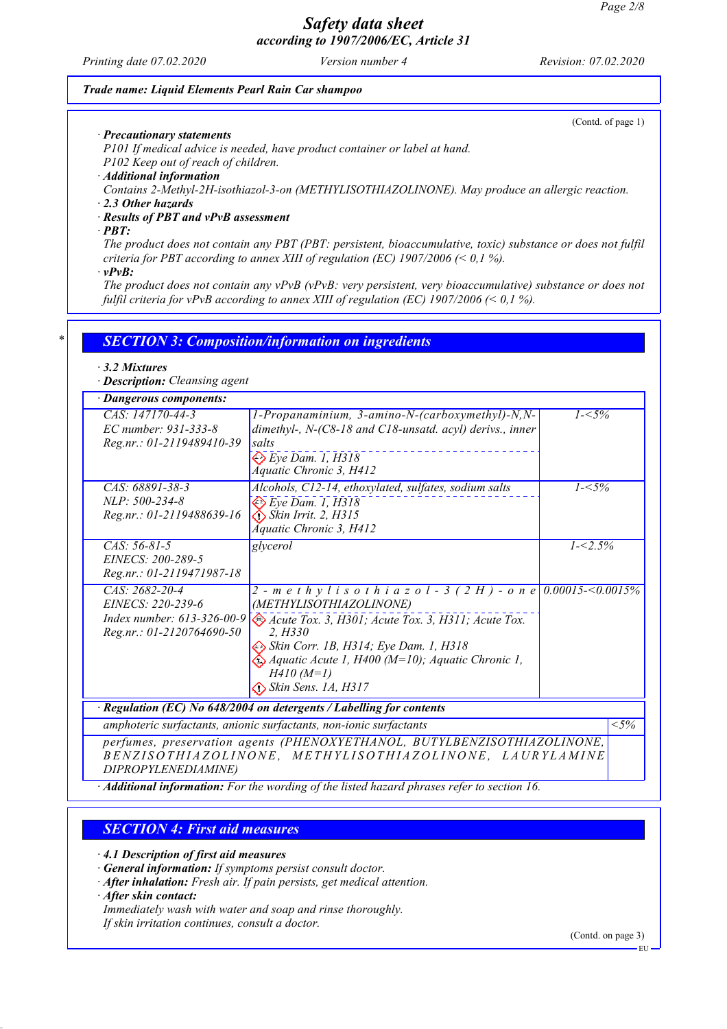(Contd. of page 1)

· **Precautionary statements**
P101 If medical advice is needed, have product container or label at hand.
P102 Keep out of reach of children.

· **Additional information**
Contains 2-Methyl-2H-isothiazol-3-on (METHYLISOTHIAZOLINONE). May produce an allergic reaction.

· **2.3 Other hazards**

· **Results of PBT and vPvB assessment**

· **PBT:**
The product does not contain any PBT (PBT: persistent, bioaccumulative, toxic) substance or does not fulfil criteria for PBT according to annex XIII of regulation (EC) 1907/2006 (< 0,1 %).

· **vPvB:**
The product does not contain any vPvB (vPvB: very persistent, very bioaccumulative) substance or does not fulfil criteria for vPvB according to annex XIII of regulation (EC) 1907/2006 (< 0,1 %).

## SECTION 3: Composition/information on ingredients

· **3.2 Mixtures**

· **Description:** Cleansing agent

· **Dangerous components:**

| | | |
|---|---|---|
| CAS: 147170-44-3<br>EC number: 931-333-8<br>Reg.nr.: 01-2119489410-39 | 1-Propanaminium, 3-amino-N-(carboxymethyl)-N,N-dimethyl-, N-(C8-18 and C18-unsatd. acyl) derivs., inner salts<br>Eye Dam. 1, H318<br>Aquatic Chronic 3, H412 | 1-<5% |
| CAS: 68891-38-3<br>NLP: 500-234-8<br>Reg.nr.: 01-2119488639-16 | Alcohols, C12-14, ethoxylated, sulfates, sodium salts<br>Eye Dam. 1, H318<br>Skin Irrit. 2, H315<br>Aquatic Chronic 3, H412 | 1-<5% |
| CAS: 56-81-5<br>EINECS: 200-289-5<br>Reg.nr.: 01-2119471987-18 | glycerol | 1-<2.5% |
| CAS: 2682-20-4<br>EINECS: 220-239-6<br>Index number: 613-326-00-9<br>Reg.nr.: 01-2120764690-50 | 2-methylisothiazol-3(2H)-one (METHYLISOTHIAZOLINONE)<br>Acute Tox. 3, H301; Acute Tox. 3, H311; Acute Tox. 2, H330<br>Skin Corr. 1B, H314; Eye Dam. 1, H318<br>Aquatic Acute 1, H400 (M=10); Aquatic Chronic 1, H410 (M=1)<br>Skin Sens. 1A, H317 | 0.00015-<0.0015% |

· **Regulation (EC) No 648/2004 on detergents / Labelling for contents**

| | |
|---|---|
| amphoteric surfactants, anionic surfactants, non-ionic surfactants | <5% |
| perfumes, preservation agents (PHENOXYETHANOL, BUTYLBENZISOTHIAZOLINONE, BENZISOTHIAZOLINONE, METHYLISOTHIAZOLINONE, LAURYLAMINE DIPROPYLENEDIAMINE) | |

· **Additional information:** For the wording of the listed hazard phrases refer to section 16.

## SECTION 4: First aid measures

· **4.1 Description of first aid measures**

· **General information:** If symptoms persist consult doctor.

· **After inhalation:** Fresh air. If pain persists, get medical attention.

· **After skin contact:**
Immediately wash with water and soap and rinse thoroughly.
If skin irritation continues, consult a doctor.

(Contd. on page 3)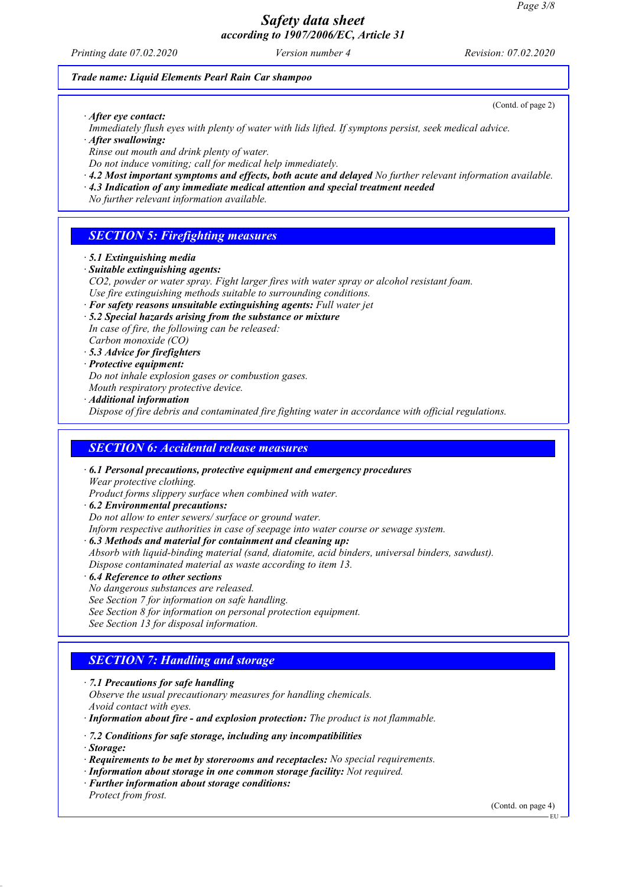**Trade name: Liquid Elements Pearl Rain Car shampoo**

(Contd. of page 2)

· **After eye contact:**
Immediately flush eyes with plenty of water with lids lifted. If symptoms persist, seek medical advice.
· **After swallowing:**
Rinse out mouth and drink plenty of water.
Do not induce vomiting; call for medical help immediately.
· **4.2 Most important symptoms and effects, both acute and delayed** No further relevant information available.
· **4.3 Indication of any immediate medical attention and special treatment needed**
No further relevant information available.

## SECTION 5: Firefighting measures

· **5.1 Extinguishing media**
· **Suitable extinguishing agents:**
$CO_2$, powder or water spray. Fight larger fires with water spray or alcohol resistant foam.
Use fire extinguishing methods suitable to surrounding conditions.
· **For safety reasons unsuitable extinguishing agents:** Full water jet
· **5.2 Special hazards arising from the substance or mixture**
In case of fire, the following can be released:
Carbon monoxide (CO)
· **5.3 Advice for firefighters**
· **Protective equipment:**
Do not inhale explosion gases or combustion gases.
Mouth respiratory protective device.
· **Additional information**
Dispose of fire debris and contaminated fire fighting water in accordance with official regulations.

## SECTION 6: Accidental release measures

· **6.1 Personal precautions, protective equipment and emergency procedures**
Wear protective clothing.
Product forms slippery surface when combined with water.
· **6.2 Environmental precautions:**
Do not allow to enter sewers/ surface or ground water.
Inform respective authorities in case of seepage into water course or sewage system.
· **6.3 Methods and material for containment and cleaning up:**
Absorb with liquid-binding material (sand, diatomite, acid binders, universal binders, sawdust).
Dispose contaminated material as waste according to item 13.
· **6.4 Reference to other sections**
No dangerous substances are released.
See Section 7 for information on safe handling.
See Section 8 for information on personal protection equipment.
See Section 13 for disposal information.

## SECTION 7: Handling and storage

· **7.1 Precautions for safe handling**
Observe the usual precautionary measures for handling chemicals.
Avoid contact with eyes.
· **Information about fire - and explosion protection:** The product is not flammable.

· **7.2 Conditions for safe storage, including any incompatibilities**
· **Storage:**
· **Requirements to be met by storerooms and receptacles:** No special requirements.
· **Information about storage in one common storage facility:** Not required.
· **Further information about storage conditions:**
Protect from frost.

(Contd. on page 4)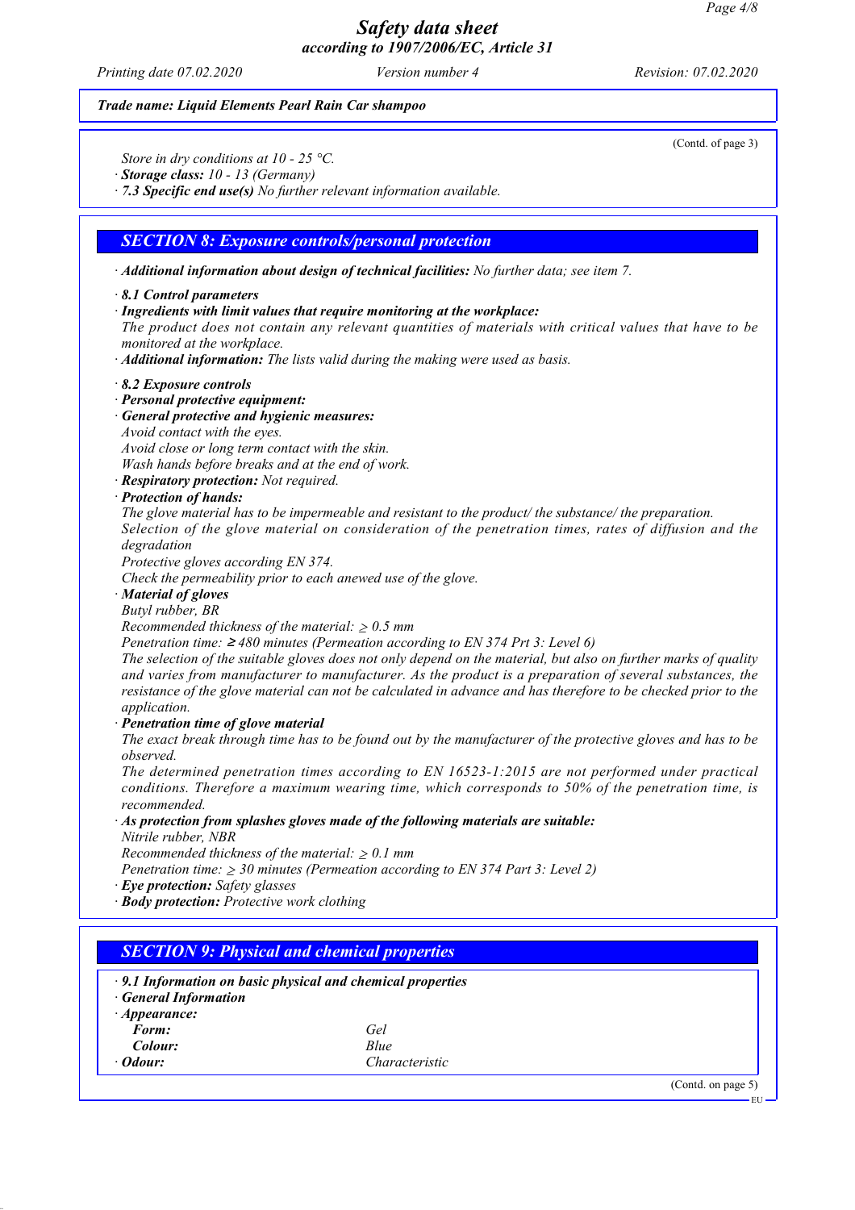**Trade name: Liquid Elements Pearl Rain Car shampoo**

(Contd. of page 3)

Store in dry conditions at 10 - 25 °C.
· **Storage class:** 10 - 13 (Germany)
· **7.3 Specific end use(s)** No further relevant information available.

## SECTION 8: Exposure controls/personal protection

· **Additional information about design of technical facilities:** No further data; see item 7.

· **8.1 Control parameters**
· **Ingredients with limit values that require monitoring at the workplace:**
The product does not contain any relevant quantities of materials with critical values that have to be monitored at the workplace.
· **Additional information:** The lists valid during the making were used as basis.

· **8.2 Exposure controls**
· **Personal protective equipment:**
· **General protective and hygienic measures:**
Avoid contact with the eyes.
Avoid close or long term contact with the skin.
Wash hands before breaks and at the end of work.
· **Respiratory protection:** Not required.
· **Protection of hands:**
The glove material has to be impermeable and resistant to the product/ the substance/ the preparation.
Selection of the glove material on consideration of the penetration times, rates of diffusion and the degradation
Protective gloves according EN 374.
Check the permeability prior to each anewed use of the glove.
· **Material of gloves**
Butyl rubber, BR
Recommended thickness of the material: ≥ 0.5 mm
Penetration time: ≥ 480 minutes (Permeation according to EN 374 Prt 3: Level 6)
The selection of the suitable gloves does not only depend on the material, but also on further marks of quality and varies from manufacturer to manufacturer. As the product is a preparation of several substances, the resistance of the glove material can not be calculated in advance and has therefore to be checked prior to the application.
· **Penetration time of glove material**
The exact break through time has to be found out by the manufacturer of the protective gloves and has to be observed.
The determined penetration times according to EN 16523-1:2015 are not performed under practical conditions. Therefore a maximum wearing time, which corresponds to 50% of the penetration time, is recommended.
· **As protection from splashes gloves made of the following materials are suitable:**
Nitrile rubber, NBR
Recommended thickness of the material: ≥ 0.1 mm
Penetration time: ≥ 30 minutes (Permeation according to EN 374 Part 3: Level 2)
· **Eye protection:** Safety glasses
· **Body protection:** Protective work clothing

## SECTION 9: Physical and chemical properties

· **9.1 Information on basic physical and chemical properties**
· **General Information**
· **Appearance:**

| | |
|---|---|
| **Form:** | Gel |
| **Colour:** | Blue |
| · **Odour:** | Characteristic |

(Contd. on page 5)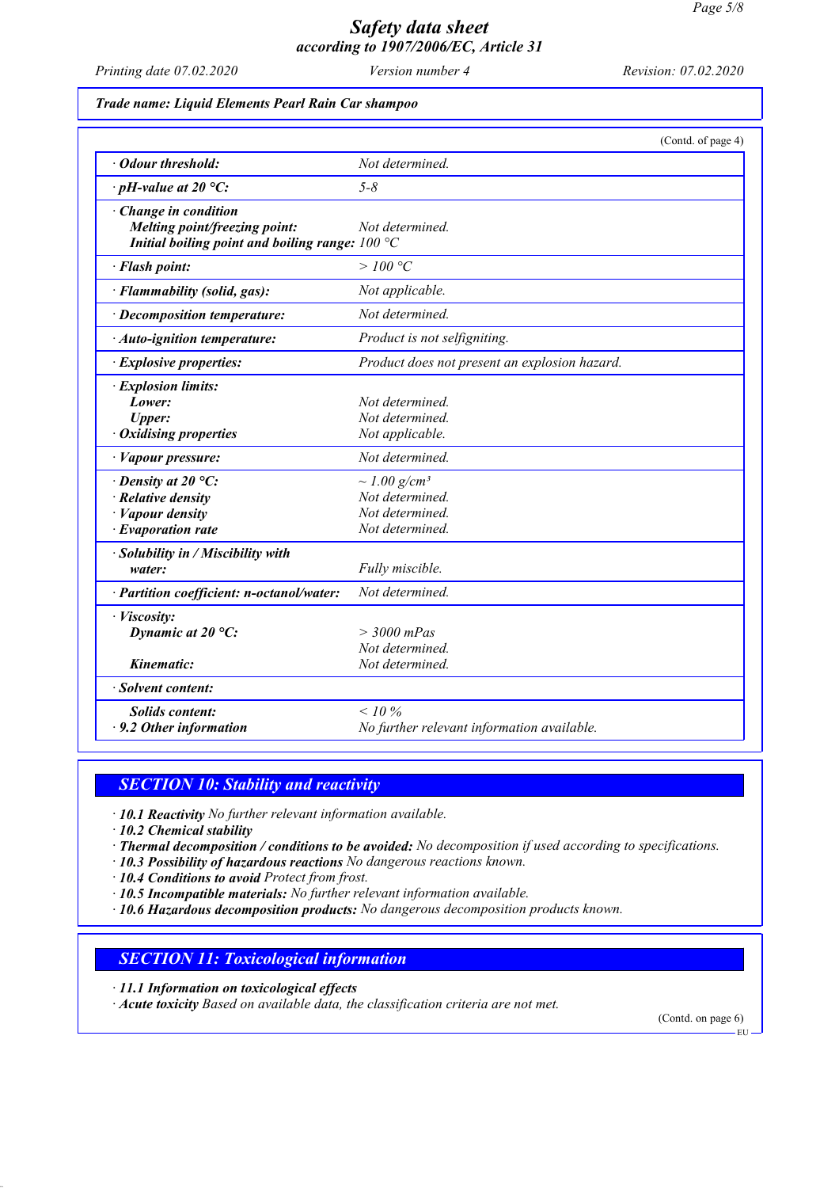Trade name: Liquid Elements Pearl Rain Car shampoo

(Contd. of page 4)

| | |
|---|---|
| · **Odour threshold:** | Not determined. |
| · **pH-value at 20 °C:** | 5-8 |
| · **Change in condition** | |
| **Melting point/freezing point:** | Not determined. |
| **Initial boiling point and boiling range:** | 100 °C |
| · **Flash point:** | > 100 °C |
| · **Flammability (solid, gas):** | Not applicable. |
| · **Decomposition temperature:** | Not determined. |
| · **Auto-ignition temperature:** | Product is not selfigniting. |
| · **Explosive properties:** | Product does not present an explosion hazard. |
| · **Explosion limits:** | |
| **Lower:** | Not determined. |
| **Upper:** | Not determined. |
| · **Oxidising properties** | Not applicable. |
| · **Vapour pressure:** | Not determined. |
| · **Density at 20 °C:** | ~ 1.00 g/cm³ |
| · **Relative density** | Not determined. |
| · **Vapour density** | Not determined. |
| · **Evaporation rate** | Not determined. |
| · **Solubility in / Miscibility with water:** | Fully miscible. |
| · **Partition coefficient: n-octanol/water:** | Not determined. |
| · **Viscosity:** | |
| **Dynamic at 20 °C:** | > 3000 mPas |
| | Not determined. |
| **Kinematic:** | Not determined. |
| · **Solvent content:** | |
| **Solids content:** | < 10 % |
| · **9.2 Other information** | No further relevant information available. |

## SECTION 10: Stability and reactivity

· **10.1 Reactivity** No further relevant information available.
· **10.2 Chemical stability**
· **Thermal decomposition / conditions to be avoided:** No decomposition if used according to specifications.
· **10.3 Possibility of hazardous reactions** No dangerous reactions known.
· **10.4 Conditions to avoid** Protect from frost.
· **10.5 Incompatible materials:** No further relevant information available.
· **10.6 Hazardous decomposition products:** No dangerous decomposition products known.

## SECTION 11: Toxicological information

· **11.1 Information on toxicological effects**
· **Acute toxicity** Based on available data, the classification criteria are not met.

(Contd. on page 6)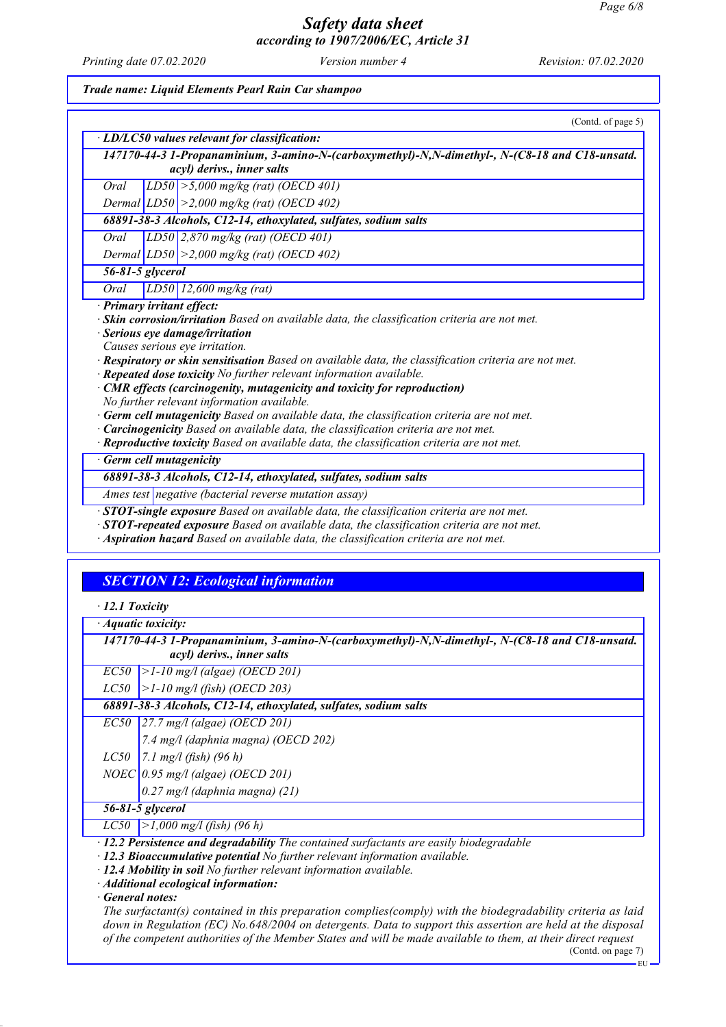Trade name: Liquid Elements Pearl Rain Car shampoo

(Contd. of page 5)

· **LD/LC50 values relevant for classification:**

| | | |
|---|---|---|
| **147170-44-3 1-Propanaminium, 3-amino-N-(carboxymethyl)-N,N-dimethyl-, N-(C8-18 and C18-unsatd. acyl) derivs., inner salts** | | |
| Oral | LD50 | >5,000 mg/kg (rat) (OECD 401) |
| Dermal | LD50 | >2,000 mg/kg (rat) (OECD 402) |
| **68891-38-3 Alcohols, C12-14, ethoxylated, sulfates, sodium salts** | | |
| Oral | LD50 | 2,870 mg/kg (rat) (OECD 401) |
| Dermal | LD50 | >2,000 mg/kg (rat) (OECD 402) |
| **56-81-5 glycerol** | | |
| Oral | LD50 | 12,600 mg/kg (rat) |

· **Primary irritant effect:**
· **Skin corrosion/irritation** Based on available data, the classification criteria are not met.
· **Serious eye damage/irritation**
Causes serious eye irritation.
· **Respiratory or skin sensitisation** Based on available data, the classification criteria are not met.
· **Repeated dose toxicity** No further relevant information available.
· **CMR effects (carcinogenity, mutagenicity and toxicity for reproduction)**
No further relevant information available.
· **Germ cell mutagenicity** Based on available data, the classification criteria are not met.
· **Carcinogenicity** Based on available data, the classification criteria are not met.
· **Reproductive toxicity** Based on available data, the classification criteria are not met.

· **Germ cell mutagenicity**

| | |
|---|---|
| **68891-38-3 Alcohols, C12-14, ethoxylated, sulfates, sodium salts** | |
| Ames test | negative (bacterial reverse mutation assay) |

· **STOT-single exposure** Based on available data, the classification criteria are not met.
· **STOT-repeated exposure** Based on available data, the classification criteria are not met.
· **Aspiration hazard** Based on available data, the classification criteria are not met.

## SECTION 12: Ecological information

· **12.1 Toxicity**

· **Aquatic toxicity:**

| | |
|---|---|
| **147170-44-3 1-Propanaminium, 3-amino-N-(carboxymethyl)-N,N-dimethyl-, N-(C8-18 and C18-unsatd. acyl) derivs., inner salts** | |
| EC50 | >1-10 mg/l (algae) (OECD 201) |
| LC50 | >1-10 mg/l (fish) (OECD 203) |
| **68891-38-3 Alcohols, C12-14, ethoxylated, sulfates, sodium salts** | |
| EC50 | 27.7 mg/l (algae) (OECD 201) |
| | 7.4 mg/l (daphnia magna) (OECD 202) |
| LC50 | 7.1 mg/l (fish) (96 h) |
| NOEC | 0.95 mg/l (algae) (OECD 201) |
| | 0.27 mg/l (daphnia magna) (21) |
| **56-81-5 glycerol** | |
| LC50 | >1,000 mg/l (fish) (96 h) |

· **12.2 Persistence and degradability** The contained surfactants are easily biodegradable
· **12.3 Bioaccumulative potential** No further relevant information available.
· **12.4 Mobility in soil** No further relevant information available.
· **Additional ecological information:**
· **General notes:**
The surfactant(s) contained in this preparation complies(comply) with the biodegradability criteria as laid down in Regulation (EC) No.648/2004 on detergents. Data to support this assertion are held at the disposal of the competent authorities of the Member States and will be made available to them, at their direct request

(Contd. on page 7)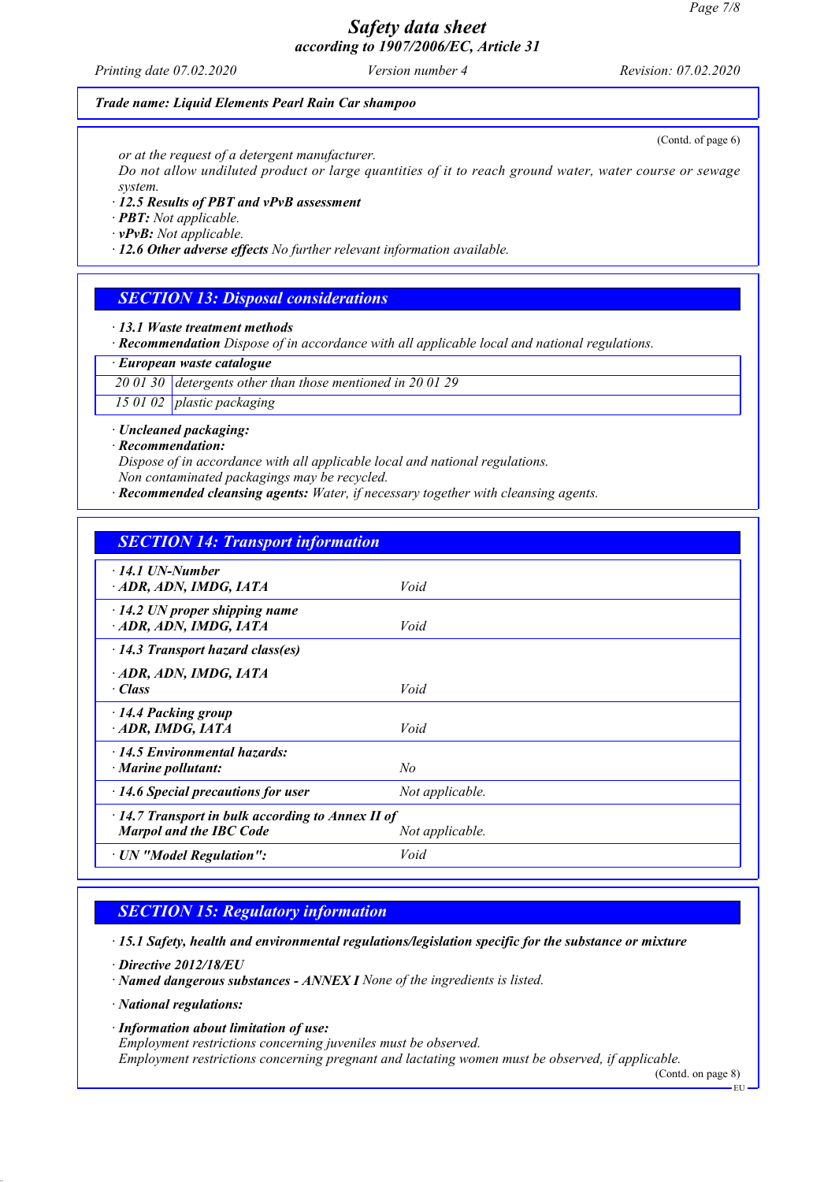(Contd. of page 6)

*or at the request of a detergent manufacturer.*
*Do not allow undiluted product or large quantities of it to reach ground water, water course or sewage system.*

· ***12.5 Results of PBT and vPvB assessment***
· ***PBT:*** *Not applicable.*
· ***vPvB:*** *Not applicable.*
· ***12.6 Other adverse effects*** *No further relevant information available.*

## *SECTION 13: Disposal considerations*

· ***13.1 Waste treatment methods***
· ***Recommendation*** *Dispose of in accordance with all applicable local and national regulations.*

| · ***European waste catalogue*** | |
|---|---|
| *20 01 30* | *detergents other than those mentioned in 20 01 29* |
| *15 01 02* | *plastic packaging* |

· ***Uncleaned packaging:***
· ***Recommendation:***
*Dispose of in accordance with all applicable local and national regulations.*
*Non contaminated packagings may be recycled.*
· ***Recommended cleansing agents:*** *Water, if necessary together with cleansing agents.*

## *SECTION 14: Transport information*

| | |
|---|---|
| · ***14.1 UN-Number*** <br> · ***ADR, ADN, IMDG, IATA*** | *Void* |
| · ***14.2 UN proper shipping name*** <br> · ***ADR, ADN, IMDG, IATA*** | *Void* |
| · ***14.3 Transport hazard class(es)*** <br> · ***ADR, ADN, IMDG, IATA*** <br> · ***Class*** | *Void* |
| · ***14.4 Packing group*** <br> · ***ADR, IMDG, IATA*** | *Void* |
| · ***14.5 Environmental hazards:*** <br> · ***Marine pollutant:*** | *No* |
| · ***14.6 Special precautions for user*** | *Not applicable.* |
| · ***14.7 Transport in bulk according to Annex II of Marpol and the IBC Code*** | *Not applicable.* |
| · ***UN "Model Regulation":*** | *Void* |

## *SECTION 15: Regulatory information*

· ***15.1 Safety, health and environmental regulations/legislation specific for the substance or mixture***

· ***Directive 2012/18/EU***
· ***Named dangerous substances - ANNEX I*** *None of the ingredients is listed.*

· ***National regulations:***

· ***Information about limitation of use:***
*Employment restrictions concerning juveniles must be observed.*
*Employment restrictions concerning pregnant and lactating women must be observed, if applicable.*

(Contd. on page 8)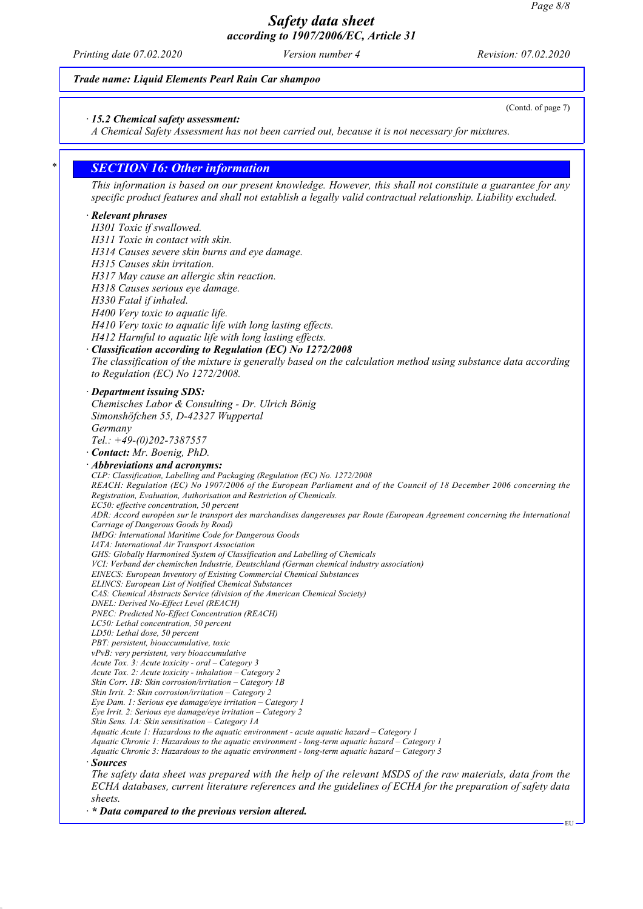*Trade name: Liquid Elements Pearl Rain Car shampoo*

(Contd. of page 7)

· **15.2 Chemical safety assessment:**
A Chemical Safety Assessment has not been carried out, because it is not necessary for mixtures.

## * SECTION 16: Other information

This information is based on our present knowledge. However, this shall not constitute a guarantee for any specific product features and shall not establish a legally valid contractual relationship. Liability excluded.

· **Relevant phrases**
H301 Toxic if swallowed.
H311 Toxic in contact with skin.
H314 Causes severe skin burns and eye damage.
H315 Causes skin irritation.
H317 May cause an allergic skin reaction.
H318 Causes serious eye damage.
H330 Fatal if inhaled.
H400 Very toxic to aquatic life.
H410 Very toxic to aquatic life with long lasting effects.
H412 Harmful to aquatic life with long lasting effects.

· **Classification according to Regulation (EC) No 1272/2008**
The classification of the mixture is generally based on the calculation method using substance data according to Regulation (EC) No 1272/2008.

· **Department issuing SDS:**
Chemisches Labor & Consulting - Dr. Ulrich Bönig
Simonshöfchen 55, D-42327 Wuppertal
Germany
Tel.: +49-(0)202-7387557

· **Contact:** Mr. Boenig, PhD.

· **Abbreviations and acronyms:**
CLP: Classification, Labelling and Packaging (Regulation (EC) No. 1272/2008
REACH: Regulation (EC) No 1907/2006 of the European Parliament and of the Council of 18 December 2006 concerning the Registration, Evaluation, Authorisation and Restriction of Chemicals.
EC50: effective concentration, 50 percent
ADR: Accord européen sur le transport des marchandises dangereuses par Route (European Agreement concerning the International Carriage of Dangerous Goods by Road)
IMDG: International Maritime Code for Dangerous Goods
IATA: International Air Transport Association
GHS: Globally Harmonised System of Classification and Labelling of Chemicals
VCI: Verband der chemischen Industrie, Deutschland (German chemical industry association)
EINECS: European Inventory of Existing Commercial Chemical Substances
ELINCS: European List of Notified Chemical Substances
CAS: Chemical Abstracts Service (division of the American Chemical Society)
DNEL: Derived No-Effect Level (REACH)
PNEC: Predicted No-Effect Concentration (REACH)
LC50: Lethal concentration, 50 percent
LD50: Lethal dose, 50 percent
PBT: persistent, bioaccumulative, toxic
vPvB: very persistent, very bioaccumulative
Acute Tox. 3: Acute toxicity - oral – Category 3
Acute Tox. 2: Acute toxicity - inhalation – Category 2
Skin Corr. 1B: Skin corrosion/irritation – Category 1B
Skin Irrit. 2: Skin corrosion/irritation – Category 2
Eye Dam. 1: Serious eye damage/eye irritation – Category 1
Eye Irrit. 2: Serious eye damage/eye irritation – Category 2
Skin Sens. 1A: Skin sensitisation – Category 1A
Aquatic Acute 1: Hazardous to the aquatic environment - acute aquatic hazard – Category 1
Aquatic Chronic 1: Hazardous to the aquatic environment - long-term aquatic hazard – Category 1
Aquatic Chronic 3: Hazardous to the aquatic environment - long-term aquatic hazard – Category 3

· **Sources**
The safety data sheet was prepared with the help of the relevant MSDS of the raw materials, data from the ECHA databases, current literature references and the guidelines of ECHA for the preparation of safety data sheets.

· *** Data compared to the previous version altered.**